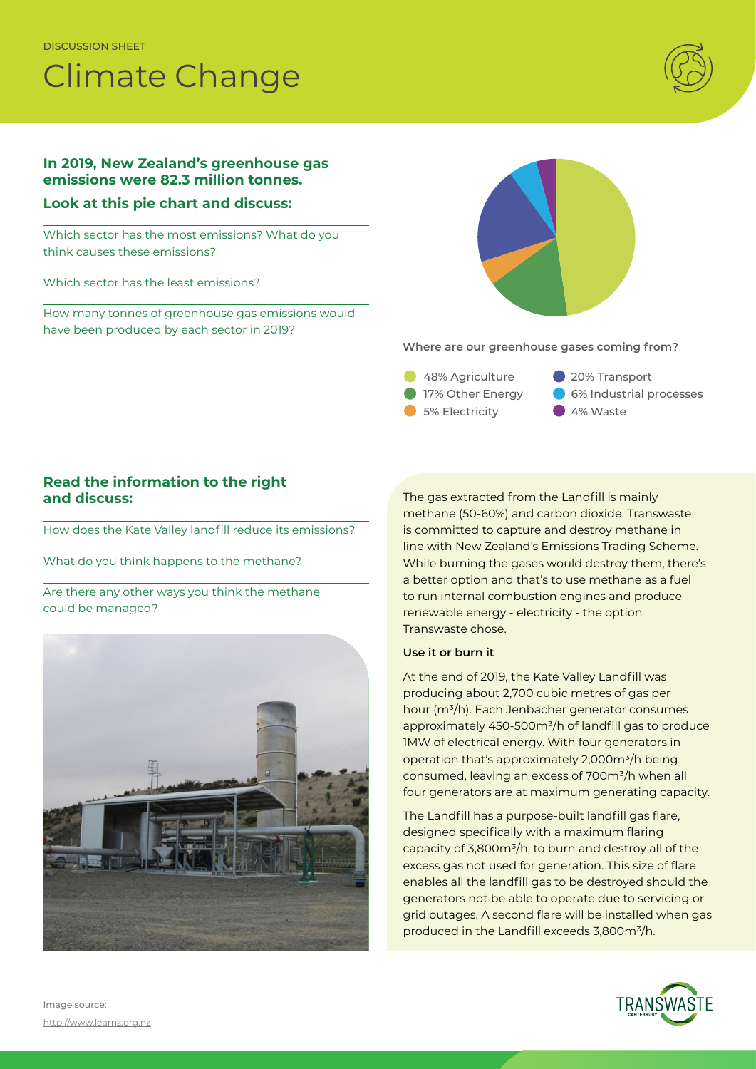DISCUSSION SHEET

# Climate Change

**In 2019, New Zealand's greenhouse gas emissions were 82.3 million tonnes.**

**Look at this pie chart and discuss:**

Which sector has the most emissions? What do you think causes these emissions?

Which sector has the least emissions?

How many tonnes of greenhouse gas emissions would have been produced by each sector in 2019?

**Where are our greenhouse gases coming from?**

- 48% Agriculture
- 17% Other Energy
- 5% Electricity
- 20% Transport
- 6% Industrial processes
- 4% Waste

## Read the information to the right and discuss:

How does the Kate Valley landfill reduce its emissions?

What do you think happens to the methane?

Are there any other ways you think the methane could be managed?

The gas extracted from the Landfill is mainly methane (50-60%) and carbon dioxide. Transwaste is committed to capture and destroy methane in line with New Zealand's Emissions Trading Scheme. While burning the gases would destroy them, there's a better option and that's to use methane as a fuel to run internal combustion engines and produce renewable energy - electricity - the option Transwaste chose.

**Use it or burn it**

At the end of 2019, the Kate Valley Landfill was producing about 2,700 cubic metres of gas per hour ($m^3/h$). Each Jenbacher generator consumes approximately 450-500$m^3/h$ of landfill gas to produce 1MW of electrical energy. With four generators in operation that's approximately 2,000$m^3/h$ being consumed, leaving an excess of 700$m^3/h$ when all four generators are at maximum generating capacity.

The Landfill has a purpose-built landfill gas flare, designed specifically with a maximum flaring capacity of 3,800$m^3/h$, to burn and destroy all of the excess gas not used for generation. This size of flare enables all the landfill gas to be destroyed should the generators not be able to operate due to servicing or grid outages. A second flare will be installed when gas produced in the Landfill exceeds 3,800$m^3/h$.

Image source: http://www.learnz.org.nz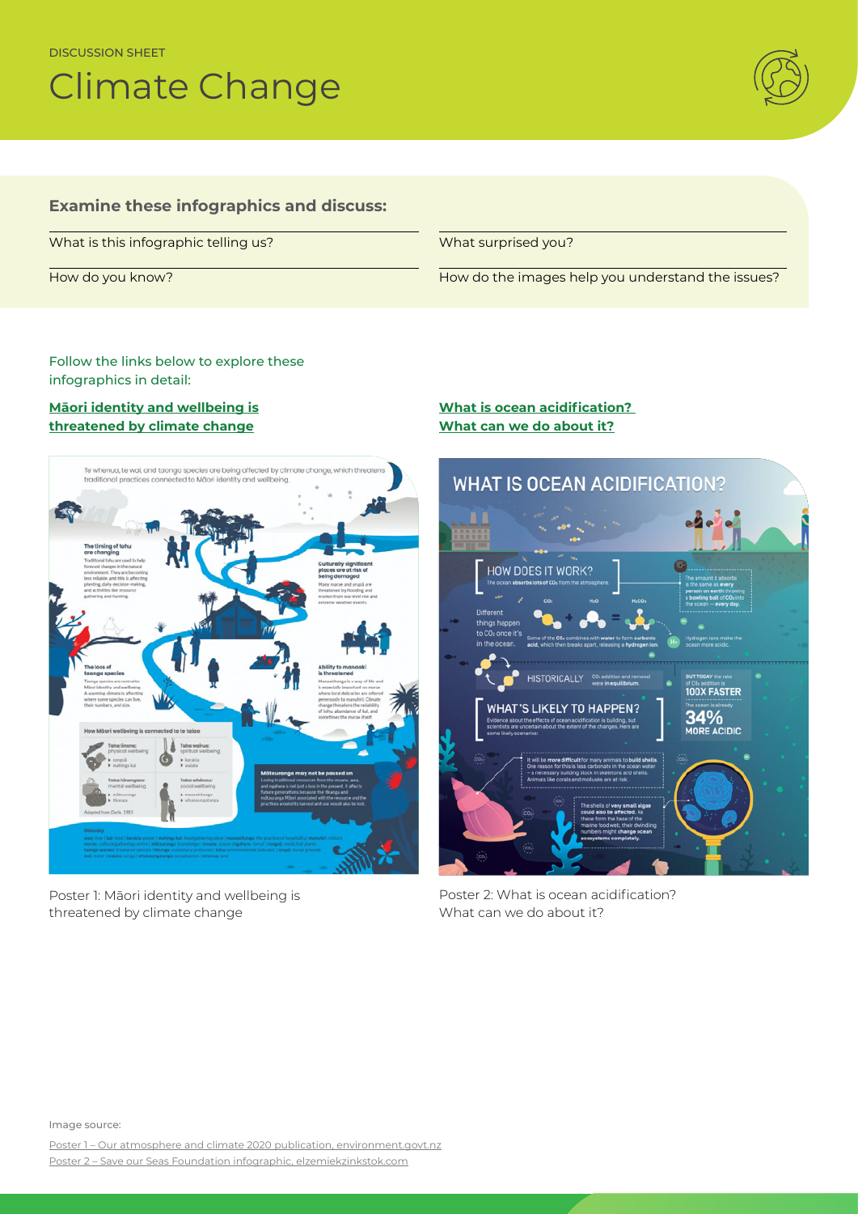DISCUSSION SHEET

# Climate Change

## Examine these infographics and discuss:

- What is this infographic telling us?
- What surprised you?
- How do you know?
- How do the images help you understand the issues?

Follow the links below to explore these infographics in detail:

**Māori identity and wellbeing is threatened by climate change**

**What is ocean acidification? What can we do about it?**

Poster 1: Māori identity and wellbeing is threatened by climate change

Poster 2: What is ocean acidification? What can we do about it?

Image source:

Poster 1 – Our atmosphere and climate 2020 publication, environment.govt.nz

Poster 2 – Save our Seas Foundation infographic, elzemiekzinkstok.com